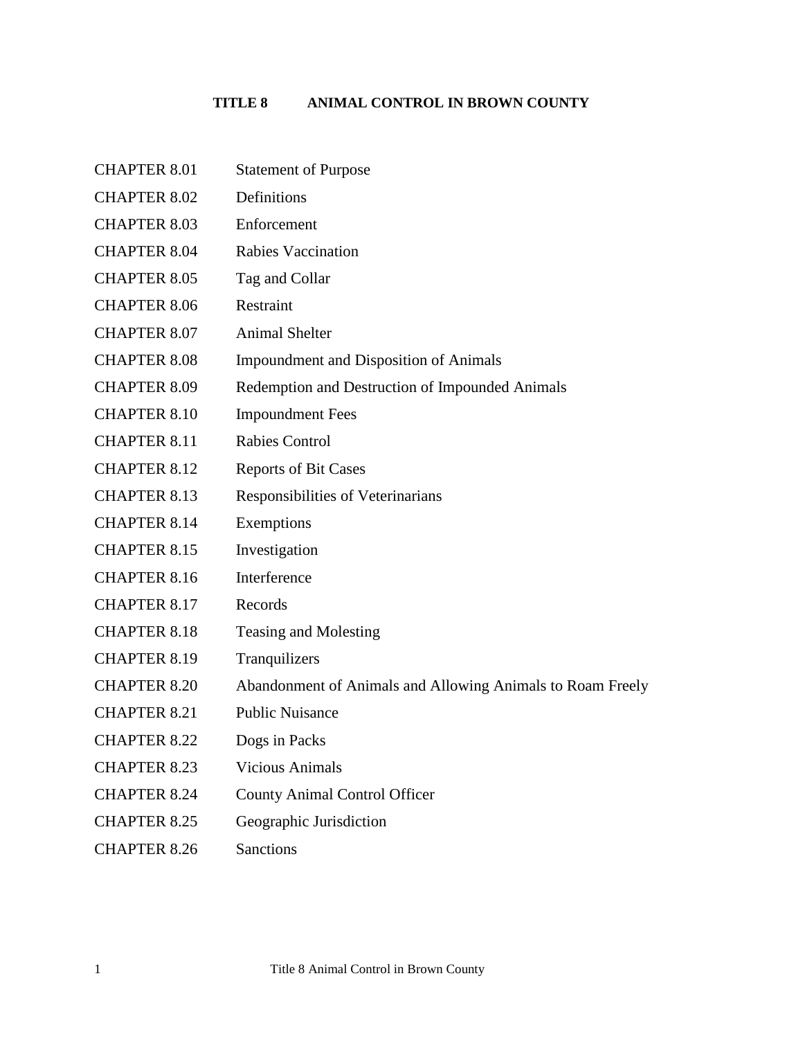# TITLE 8 ANIMAL CONTROL IN BROWN COUNTY

| | |
|---|---|
| CHAPTER 8.01 | Statement of Purpose |
| CHAPTER 8.02 | Definitions |
| CHAPTER 8.03 | Enforcement |
| CHAPTER 8.04 | Rabies Vaccination |
| CHAPTER 8.05 | Tag and Collar |
| CHAPTER 8.06 | Restraint |
| CHAPTER 8.07 | Animal Shelter |
| CHAPTER 8.08 | Impoundment and Disposition of Animals |
| CHAPTER 8.09 | Redemption and Destruction of Impounded Animals |
| CHAPTER 8.10 | Impoundment Fees |
| CHAPTER 8.11 | Rabies Control |
| CHAPTER 8.12 | Reports of Bit Cases |
| CHAPTER 8.13 | Responsibilities of Veterinarians |
| CHAPTER 8.14 | Exemptions |
| CHAPTER 8.15 | Investigation |
| CHAPTER 8.16 | Interference |
| CHAPTER 8.17 | Records |
| CHAPTER 8.18 | Teasing and Molesting |
| CHAPTER 8.19 | Tranquilizers |
| CHAPTER 8.20 | Abandonment of Animals and Allowing Animals to Roam Freely |
| CHAPTER 8.21 | Public Nuisance |
| CHAPTER 8.22 | Dogs in Packs |
| CHAPTER 8.23 | Vicious Animals |
| CHAPTER 8.24 | County Animal Control Officer |
| CHAPTER 8.25 | Geographic Jurisdiction |
| CHAPTER 8.26 | Sanctions |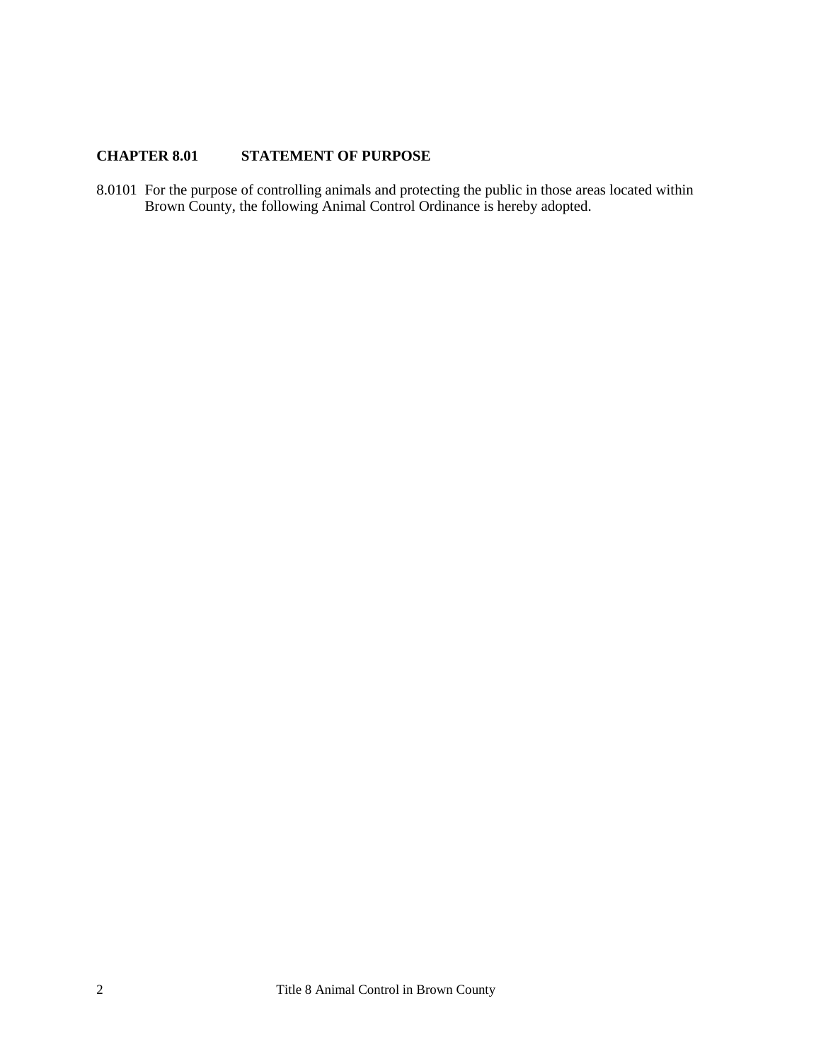## CHAPTER 8.01 STATEMENT OF PURPOSE

8.0101 For the purpose of controlling animals and protecting the public in those areas located within Brown County, the following Animal Control Ordinance is hereby adopted.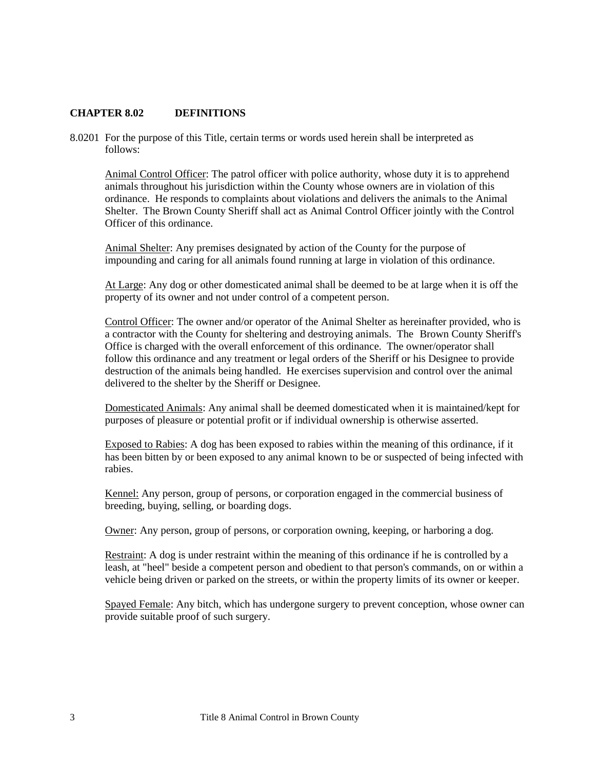## CHAPTER 8.02 DEFINITIONS

8.0201 For the purpose of this Title, certain terms or words used herein shall be interpreted as follows:

Animal Control Officer: The patrol officer with police authority, whose duty it is to apprehend animals throughout his jurisdiction within the County whose owners are in violation of this ordinance. He responds to complaints about violations and delivers the animals to the Animal Shelter. The Brown County Sheriff shall act as Animal Control Officer jointly with the Control Officer of this ordinance.

Animal Shelter: Any premises designated by action of the County for the purpose of impounding and caring for all animals found running at large in violation of this ordinance.

At Large: Any dog or other domesticated animal shall be deemed to be at large when it is off the property of its owner and not under control of a competent person.

Control Officer: The owner and/or operator of the Animal Shelter as hereinafter provided, who is a contractor with the County for sheltering and destroying animals. The Brown County Sheriff's Office is charged with the overall enforcement of this ordinance. The owner/operator shall follow this ordinance and any treatment or legal orders of the Sheriff or his Designee to provide destruction of the animals being handled. He exercises supervision and control over the animal delivered to the shelter by the Sheriff or Designee.

Domesticated Animals: Any animal shall be deemed domesticated when it is maintained/kept for purposes of pleasure or potential profit or if individual ownership is otherwise asserted.

Exposed to Rabies: A dog has been exposed to rabies within the meaning of this ordinance, if it has been bitten by or been exposed to any animal known to be or suspected of being infected with rabies.

Kennel: Any person, group of persons, or corporation engaged in the commercial business of breeding, buying, selling, or boarding dogs.

Owner: Any person, group of persons, or corporation owning, keeping, or harboring a dog.

Restraint: A dog is under restraint within the meaning of this ordinance if he is controlled by a leash, at "heel" beside a competent person and obedient to that person's commands, on or within a vehicle being driven or parked on the streets, or within the property limits of its owner or keeper.

Spayed Female: Any bitch, which has undergone surgery to prevent conception, whose owner can provide suitable proof of such surgery.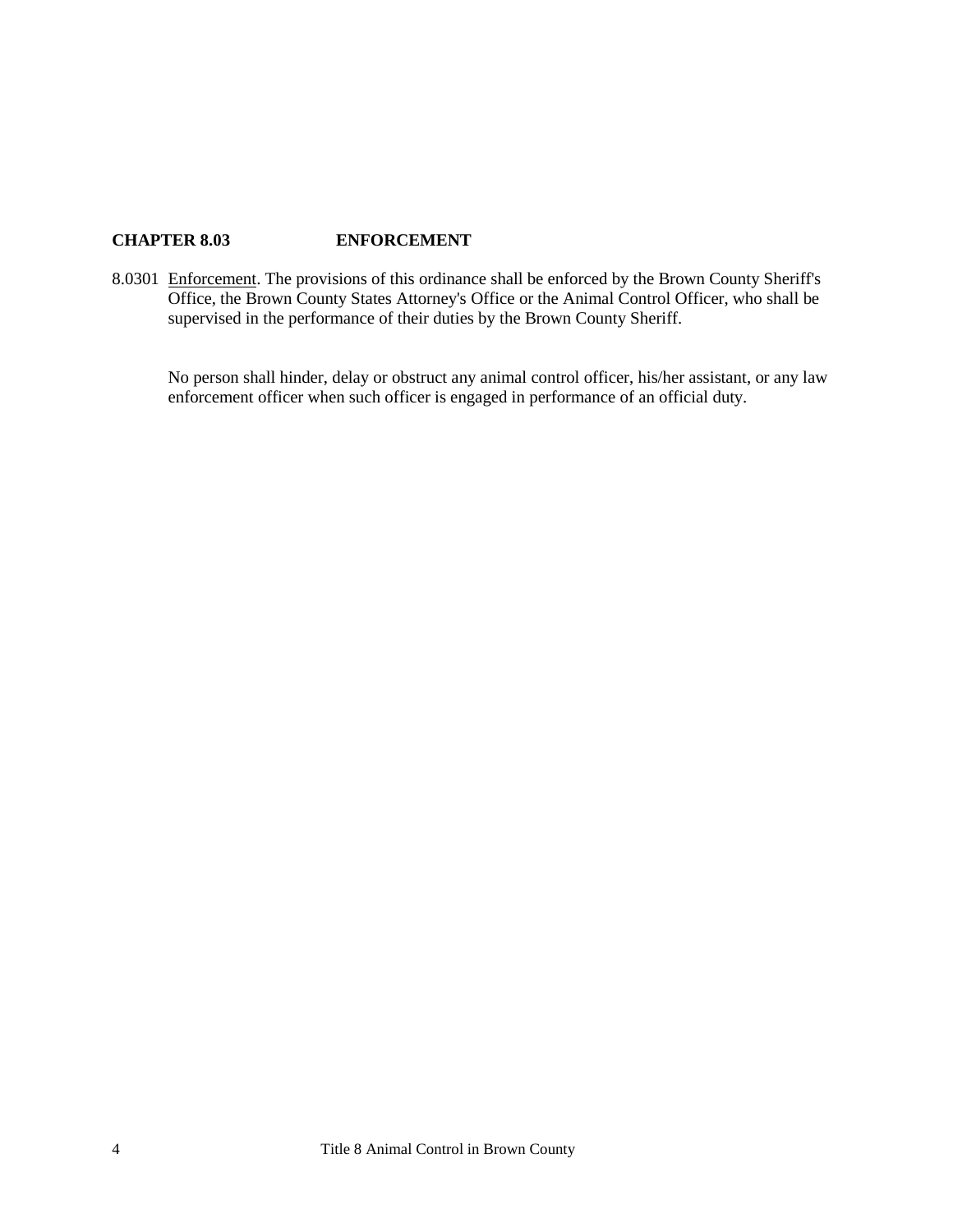## CHAPTER 8.03 ENFORCEMENT

8.0301 Enforcement. The provisions of this ordinance shall be enforced by the Brown County Sheriff's Office, the Brown County States Attorney's Office or the Animal Control Officer, who shall be supervised in the performance of their duties by the Brown County Sheriff.

No person shall hinder, delay or obstruct any animal control officer, his/her assistant, or any law enforcement officer when such officer is engaged in performance of an official duty.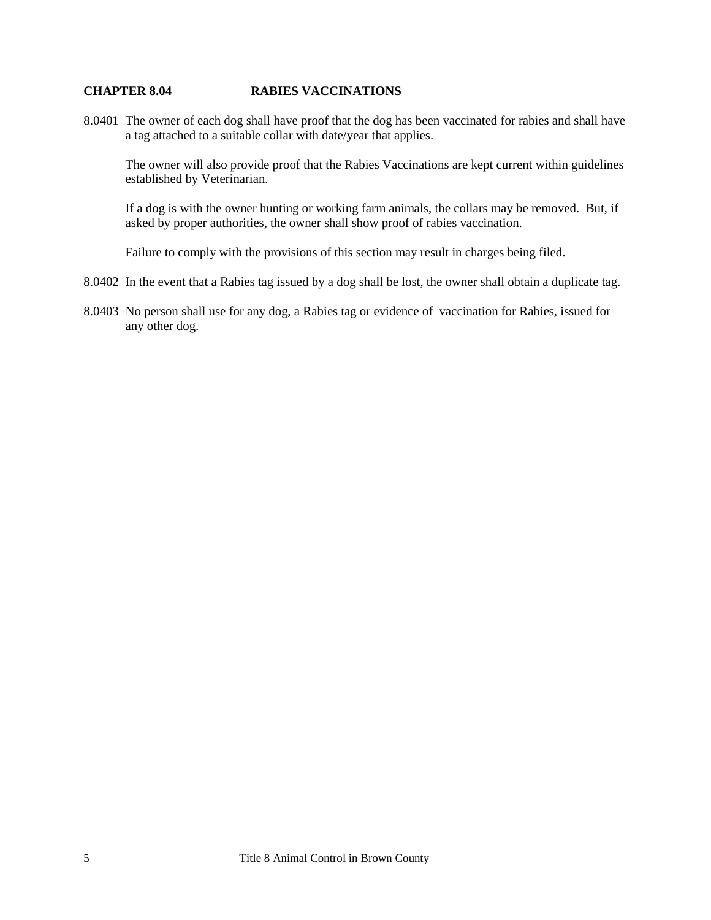## CHAPTER 8.04 RABIES VACCINATIONS

8.0401 The owner of each dog shall have proof that the dog has been vaccinated for rabies and shall have a tag attached to a suitable collar with date/year that applies.

The owner will also provide proof that the Rabies Vaccinations are kept current within guidelines established by Veterinarian.

If a dog is with the owner hunting or working farm animals, the collars may be removed. But, if asked by proper authorities, the owner shall show proof of rabies vaccination.

Failure to comply with the provisions of this section may result in charges being filed.

8.0402 In the event that a Rabies tag issued by a dog shall be lost, the owner shall obtain a duplicate tag.

8.0403 No person shall use for any dog, a Rabies tag or evidence of vaccination for Rabies, issued for any other dog.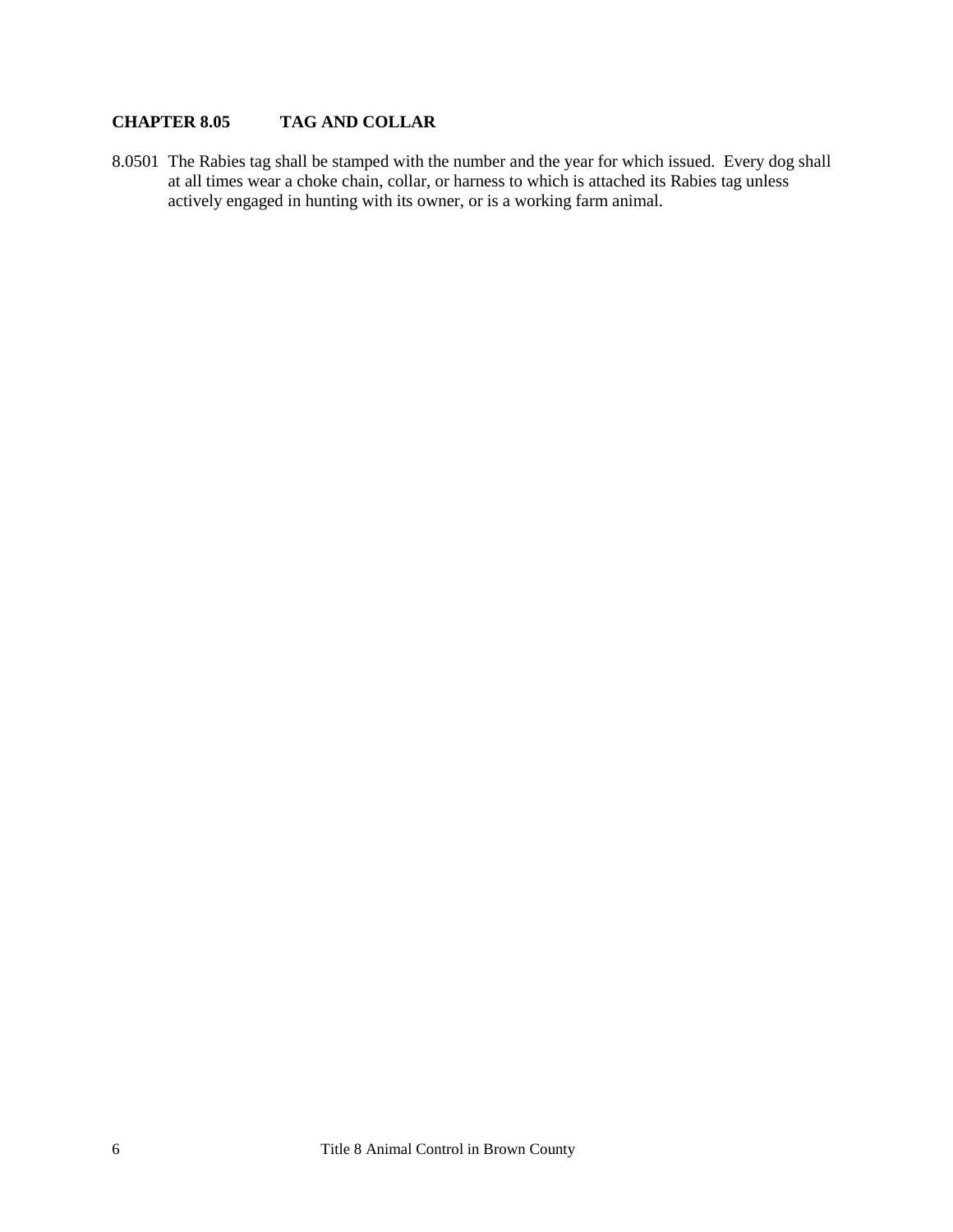## CHAPTER 8.05 TAG AND COLLAR

8.0501 The Rabies tag shall be stamped with the number and the year for which issued. Every dog shall at all times wear a choke chain, collar, or harness to which is attached its Rabies tag unless actively engaged in hunting with its owner, or is a working farm animal.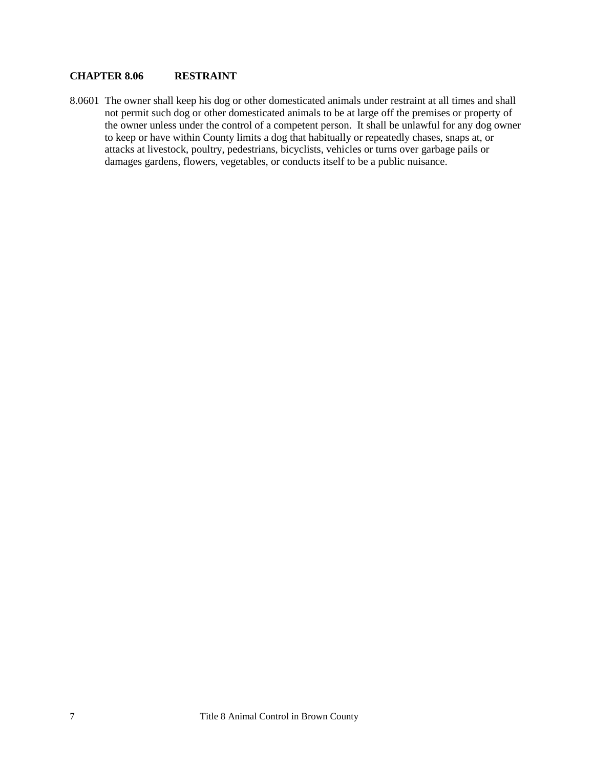## CHAPTER 8.06 RESTRAINT

8.0601 The owner shall keep his dog or other domesticated animals under restraint at all times and shall not permit such dog or other domesticated animals to be at large off the premises or property of the owner unless under the control of a competent person. It shall be unlawful for any dog owner to keep or have within County limits a dog that habitually or repeatedly chases, snaps at, or attacks at livestock, poultry, pedestrians, bicyclists, vehicles or turns over garbage pails or damages gardens, flowers, vegetables, or conducts itself to be a public nuisance.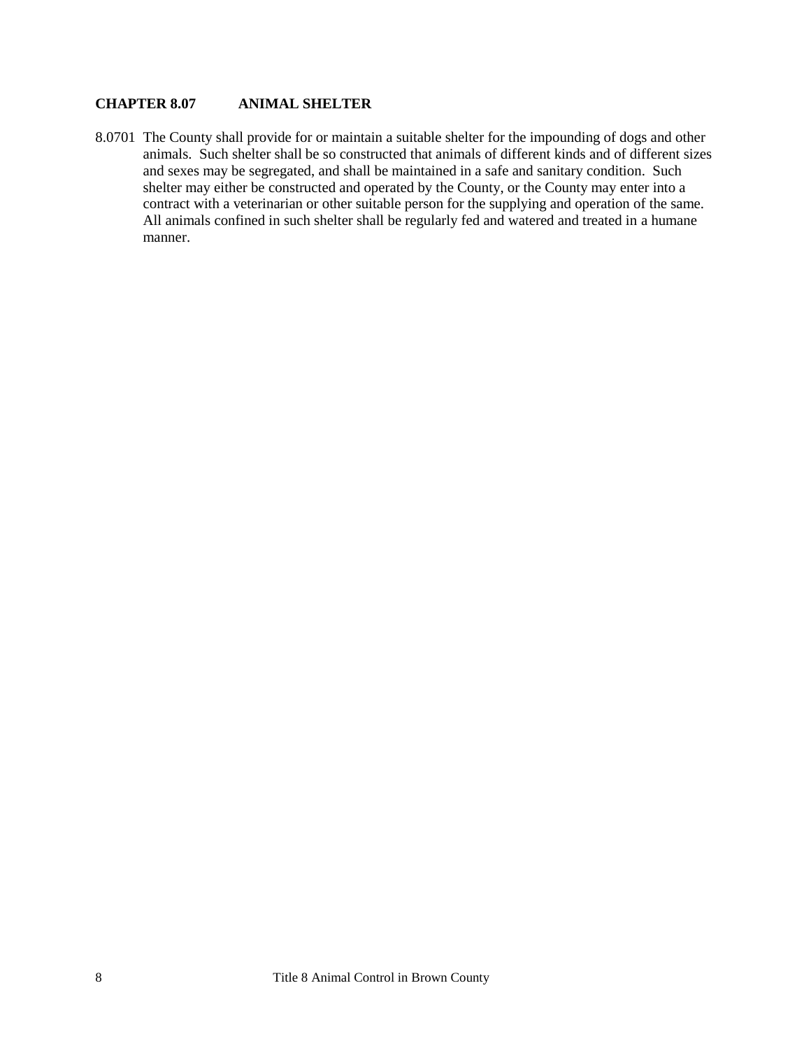## CHAPTER 8.07 ANIMAL SHELTER

8.0701 The County shall provide for or maintain a suitable shelter for the impounding of dogs and other animals. Such shelter shall be so constructed that animals of different kinds and of different sizes and sexes may be segregated, and shall be maintained in a safe and sanitary condition. Such shelter may either be constructed and operated by the County, or the County may enter into a contract with a veterinarian or other suitable person for the supplying and operation of the same. All animals confined in such shelter shall be regularly fed and watered and treated in a humane manner.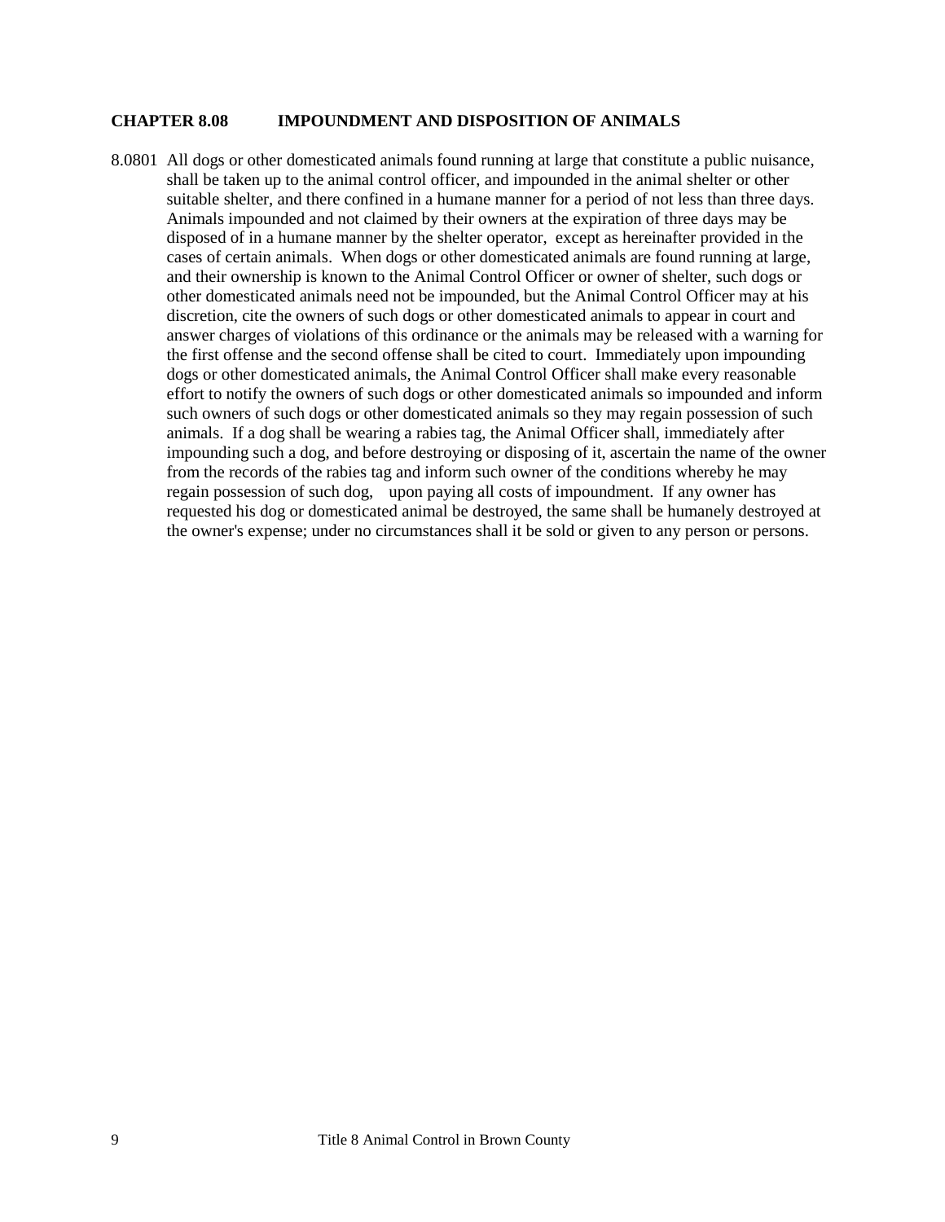## CHAPTER 8.08 IMPOUNDMENT AND DISPOSITION OF ANIMALS

8.0801 All dogs or other domesticated animals found running at large that constitute a public nuisance, shall be taken up to the animal control officer, and impounded in the animal shelter or other suitable shelter, and there confined in a humane manner for a period of not less than three days. Animals impounded and not claimed by their owners at the expiration of three days may be disposed of in a humane manner by the shelter operator, except as hereinafter provided in the cases of certain animals. When dogs or other domesticated animals are found running at large, and their ownership is known to the Animal Control Officer or owner of shelter, such dogs or other domesticated animals need not be impounded, but the Animal Control Officer may at his discretion, cite the owners of such dogs or other domesticated animals to appear in court and answer charges of violations of this ordinance or the animals may be released with a warning for the first offense and the second offense shall be cited to court. Immediately upon impounding dogs or other domesticated animals, the Animal Control Officer shall make every reasonable effort to notify the owners of such dogs or other domesticated animals so impounded and inform such owners of such dogs or other domesticated animals so they may regain possession of such animals. If a dog shall be wearing a rabies tag, the Animal Officer shall, immediately after impounding such a dog, and before destroying or disposing of it, ascertain the name of the owner from the records of the rabies tag and inform such owner of the conditions whereby he may regain possession of such dog, upon paying all costs of impoundment. If any owner has requested his dog or domesticated animal be destroyed, the same shall be humanely destroyed at the owner's expense; under no circumstances shall it be sold or given to any person or persons.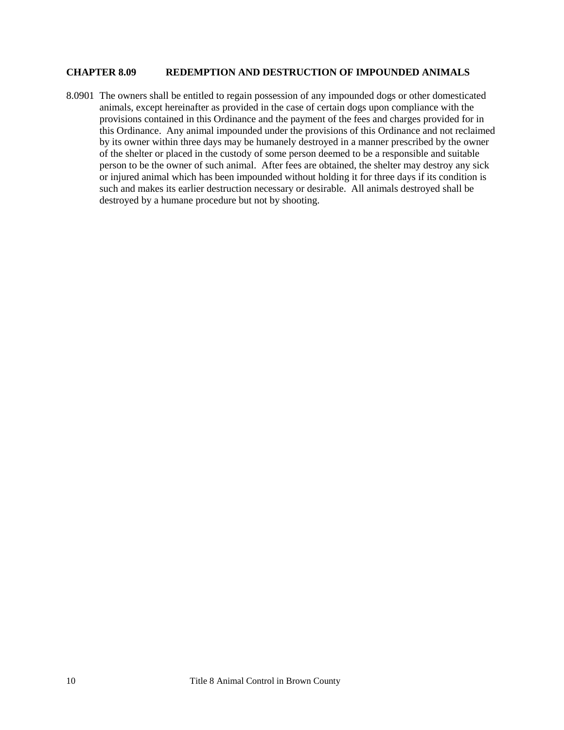## CHAPTER 8.09 REDEMPTION AND DESTRUCTION OF IMPOUNDED ANIMALS

8.0901 The owners shall be entitled to regain possession of any impounded dogs or other domesticated animals, except hereinafter as provided in the case of certain dogs upon compliance with the provisions contained in this Ordinance and the payment of the fees and charges provided for in this Ordinance. Any animal impounded under the provisions of this Ordinance and not reclaimed by its owner within three days may be humanely destroyed in a manner prescribed by the owner of the shelter or placed in the custody of some person deemed to be a responsible and suitable person to be the owner of such animal. After fees are obtained, the shelter may destroy any sick or injured animal which has been impounded without holding it for three days if its condition is such and makes its earlier destruction necessary or desirable. All animals destroyed shall be destroyed by a humane procedure but not by shooting.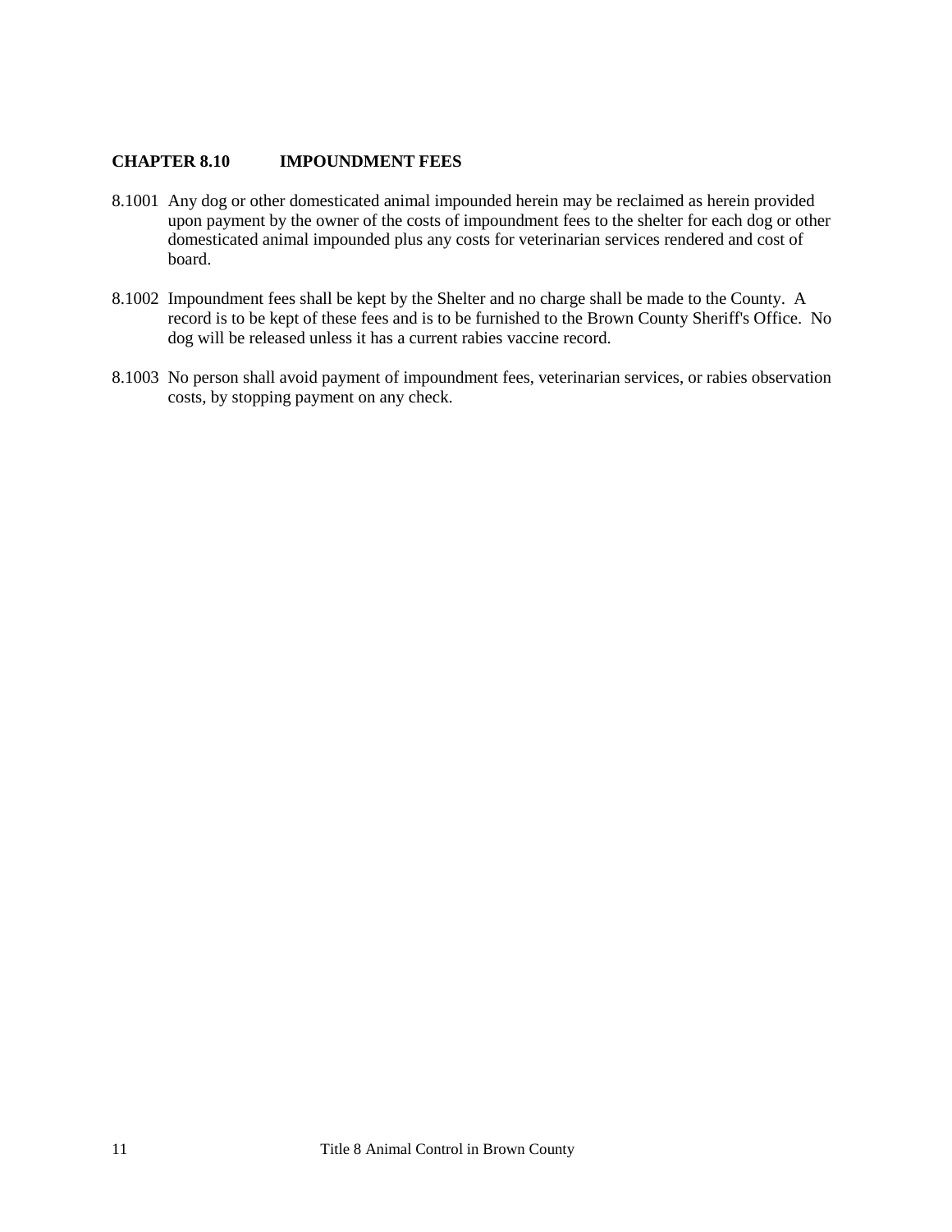## CHAPTER 8.10 IMPOUNDMENT FEES

8.1001 Any dog or other domesticated animal impounded herein may be reclaimed as herein provided upon payment by the owner of the costs of impoundment fees to the shelter for each dog or other domesticated animal impounded plus any costs for veterinarian services rendered and cost of board.

8.1002 Impoundment fees shall be kept by the Shelter and no charge shall be made to the County. A record is to be kept of these fees and is to be furnished to the Brown County Sheriff's Office. No dog will be released unless it has a current rabies vaccine record.

8.1003 No person shall avoid payment of impoundment fees, veterinarian services, or rabies observation costs, by stopping payment on any check.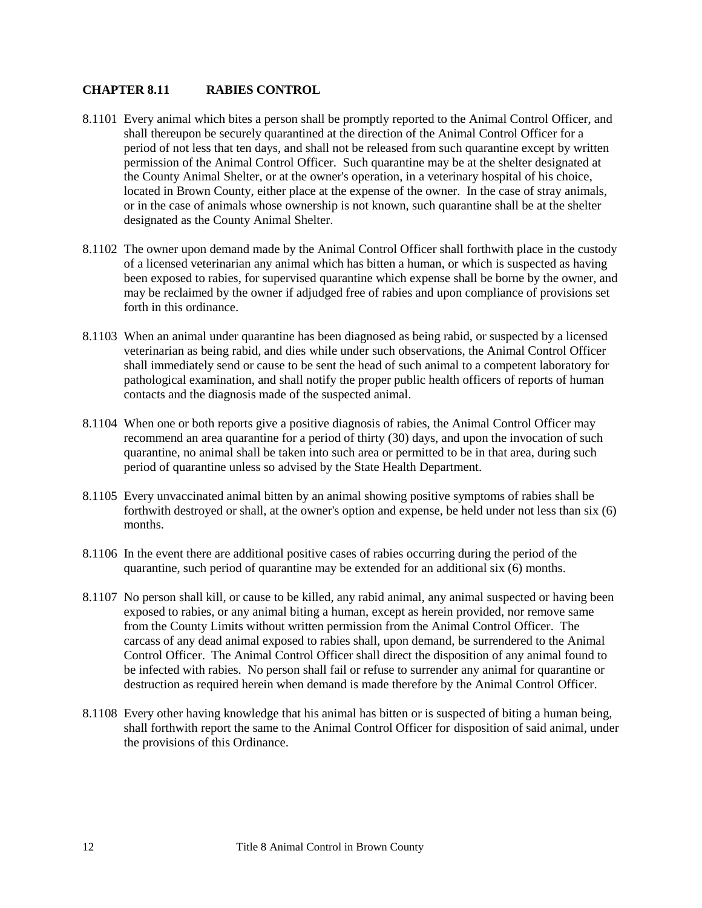## CHAPTER 8.11 RABIES CONTROL

8.1101 Every animal which bites a person shall be promptly reported to the Animal Control Officer, and shall thereupon be securely quarantined at the direction of the Animal Control Officer for a period of not less that ten days, and shall not be released from such quarantine except by written permission of the Animal Control Officer. Such quarantine may be at the shelter designated at the County Animal Shelter, or at the owner's operation, in a veterinary hospital of his choice, located in Brown County, either place at the expense of the owner. In the case of stray animals, or in the case of animals whose ownership is not known, such quarantine shall be at the shelter designated as the County Animal Shelter.

8.1102 The owner upon demand made by the Animal Control Officer shall forthwith place in the custody of a licensed veterinarian any animal which has bitten a human, or which is suspected as having been exposed to rabies, for supervised quarantine which expense shall be borne by the owner, and may be reclaimed by the owner if adjudged free of rabies and upon compliance of provisions set forth in this ordinance.

8.1103 When an animal under quarantine has been diagnosed as being rabid, or suspected by a licensed veterinarian as being rabid, and dies while under such observations, the Animal Control Officer shall immediately send or cause to be sent the head of such animal to a competent laboratory for pathological examination, and shall notify the proper public health officers of reports of human contacts and the diagnosis made of the suspected animal.

8.1104 When one or both reports give a positive diagnosis of rabies, the Animal Control Officer may recommend an area quarantine for a period of thirty (30) days, and upon the invocation of such quarantine, no animal shall be taken into such area or permitted to be in that area, during such period of quarantine unless so advised by the State Health Department.

8.1105 Every unvaccinated animal bitten by an animal showing positive symptoms of rabies shall be forthwith destroyed or shall, at the owner's option and expense, be held under not less than six (6) months.

8.1106 In the event there are additional positive cases of rabies occurring during the period of the quarantine, such period of quarantine may be extended for an additional six (6) months.

8.1107 No person shall kill, or cause to be killed, any rabid animal, any animal suspected or having been exposed to rabies, or any animal biting a human, except as herein provided, nor remove same from the County Limits without written permission from the Animal Control Officer. The carcass of any dead animal exposed to rabies shall, upon demand, be surrendered to the Animal Control Officer. The Animal Control Officer shall direct the disposition of any animal found to be infected with rabies. No person shall fail or refuse to surrender any animal for quarantine or destruction as required herein when demand is made therefore by the Animal Control Officer.

8.1108 Every other having knowledge that his animal has bitten or is suspected of biting a human being, shall forthwith report the same to the Animal Control Officer for disposition of said animal, under the provisions of this Ordinance.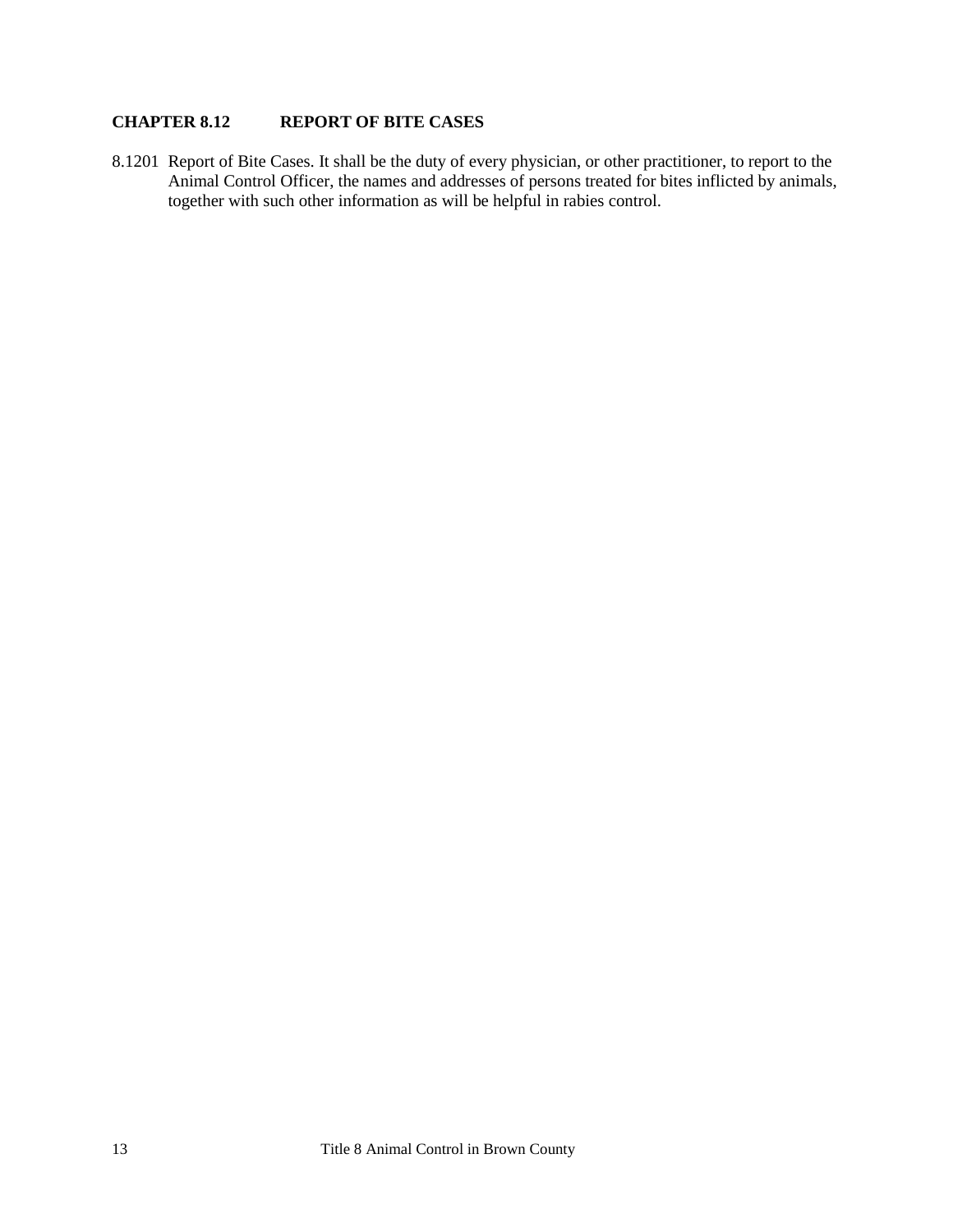## CHAPTER 8.12 REPORT OF BITE CASES

8.1201 Report of Bite Cases. It shall be the duty of every physician, or other practitioner, to report to the Animal Control Officer, the names and addresses of persons treated for bites inflicted by animals, together with such other information as will be helpful in rabies control.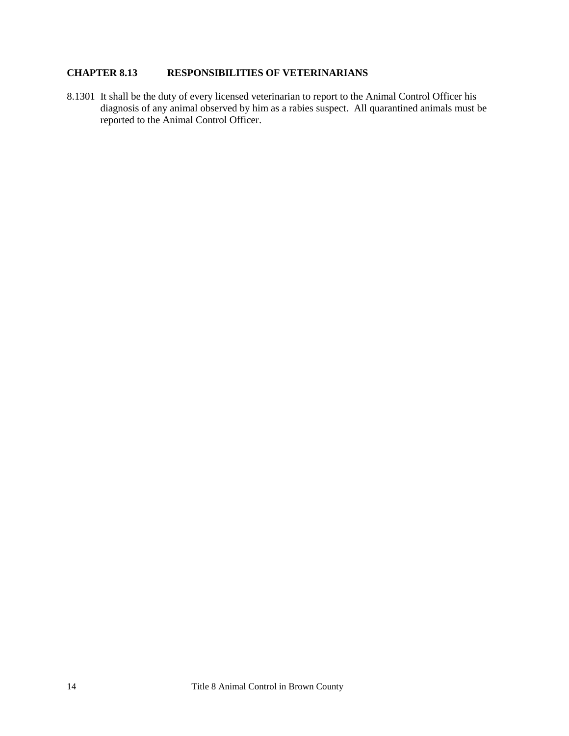## CHAPTER 8.13 RESPONSIBILITIES OF VETERINARIANS

8.1301 It shall be the duty of every licensed veterinarian to report to the Animal Control Officer his diagnosis of any animal observed by him as a rabies suspect. All quarantined animals must be reported to the Animal Control Officer.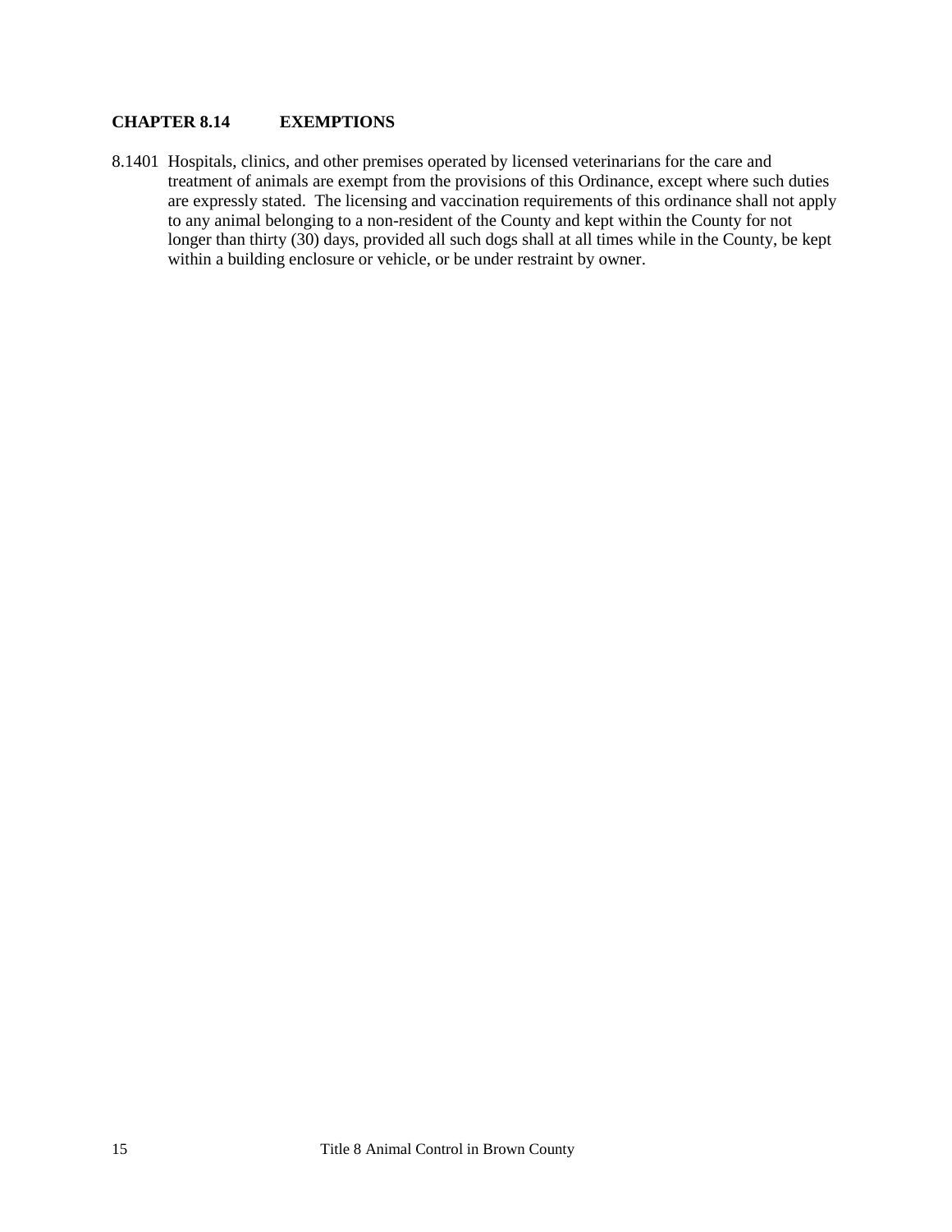## CHAPTER 8.14 EXEMPTIONS

8.1401 Hospitals, clinics, and other premises operated by licensed veterinarians for the care and treatment of animals are exempt from the provisions of this Ordinance, except where such duties are expressly stated. The licensing and vaccination requirements of this ordinance shall not apply to any animal belonging to a non-resident of the County and kept within the County for not longer than thirty (30) days, provided all such dogs shall at all times while in the County, be kept within a building enclosure or vehicle, or be under restraint by owner.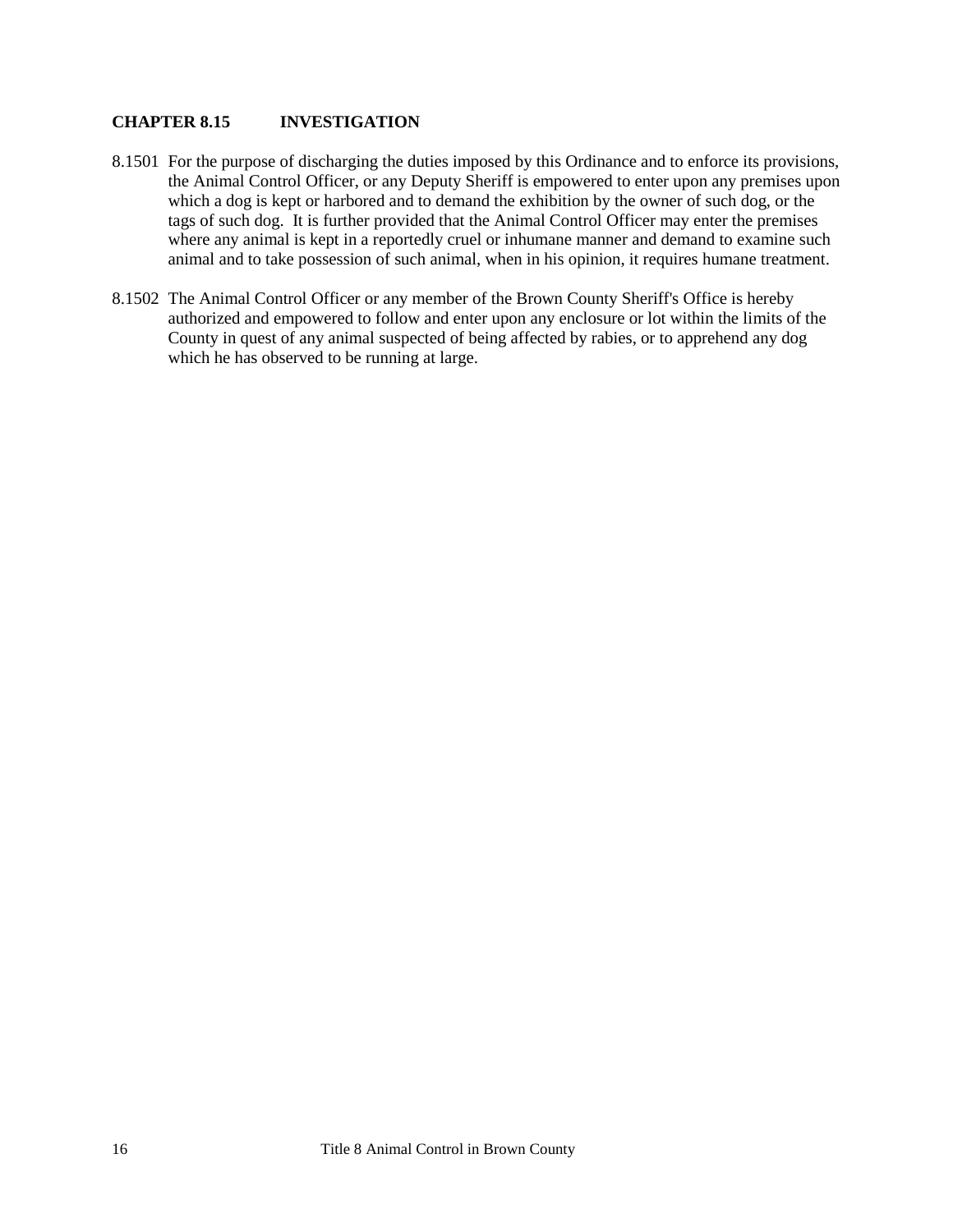## CHAPTER 8.15 INVESTIGATION

8.1501 For the purpose of discharging the duties imposed by this Ordinance and to enforce its provisions, the Animal Control Officer, or any Deputy Sheriff is empowered to enter upon any premises upon which a dog is kept or harbored and to demand the exhibition by the owner of such dog, or the tags of such dog. It is further provided that the Animal Control Officer may enter the premises where any animal is kept in a reportedly cruel or inhumane manner and demand to examine such animal and to take possession of such animal, when in his opinion, it requires humane treatment.

8.1502 The Animal Control Officer or any member of the Brown County Sheriff's Office is hereby authorized and empowered to follow and enter upon any enclosure or lot within the limits of the County in quest of any animal suspected of being affected by rabies, or to apprehend any dog which he has observed to be running at large.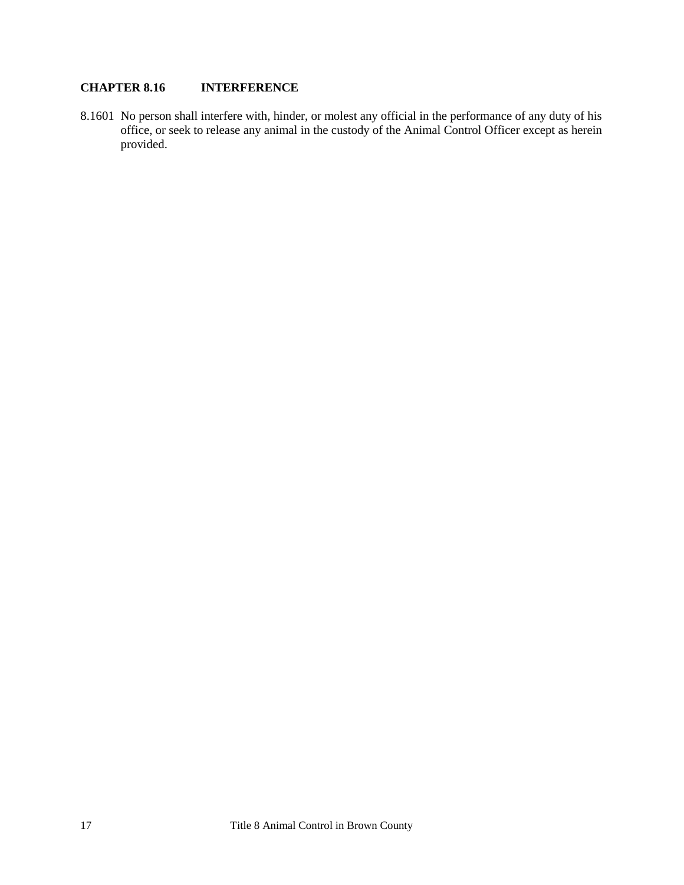## CHAPTER 8.16 INTERFERENCE

8.1601 No person shall interfere with, hinder, or molest any official in the performance of any duty of his office, or seek to release any animal in the custody of the Animal Control Officer except as herein provided.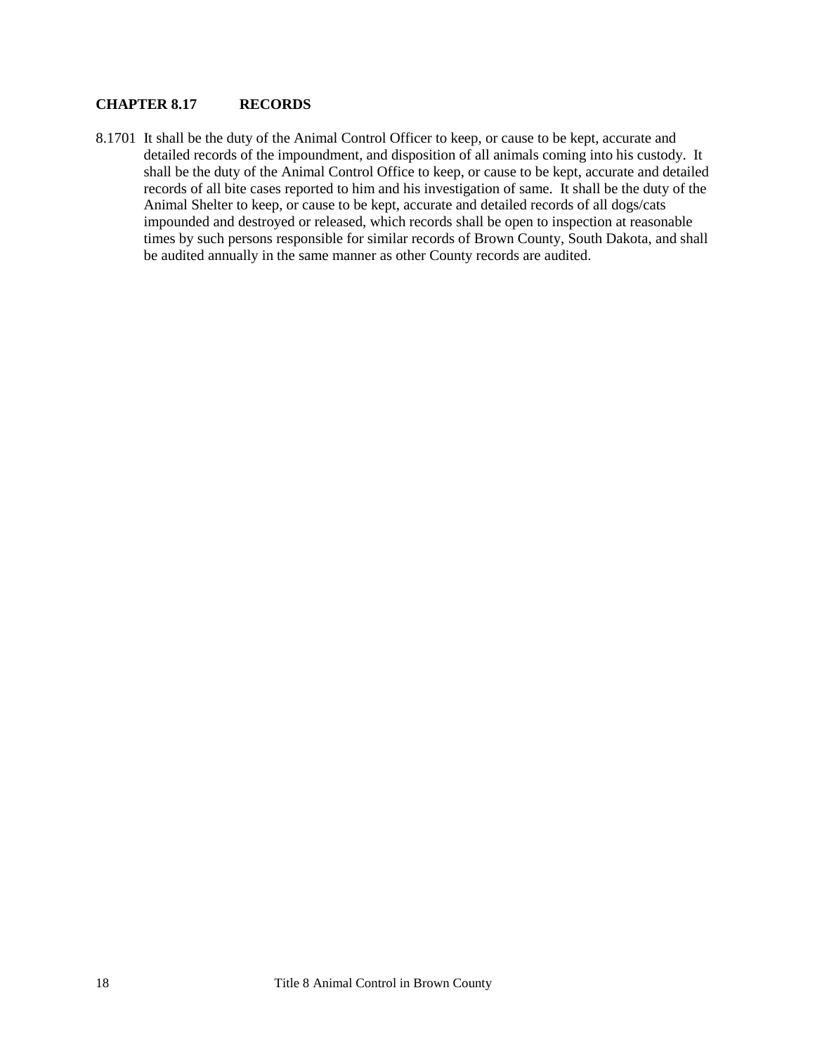## CHAPTER 8.17 RECORDS

8.1701 It shall be the duty of the Animal Control Officer to keep, or cause to be kept, accurate and detailed records of the impoundment, and disposition of all animals coming into his custody. It shall be the duty of the Animal Control Office to keep, or cause to be kept, accurate and detailed records of all bite cases reported to him and his investigation of same. It shall be the duty of the Animal Shelter to keep, or cause to be kept, accurate and detailed records of all dogs/cats impounded and destroyed or released, which records shall be open to inspection at reasonable times by such persons responsible for similar records of Brown County, South Dakota, and shall be audited annually in the same manner as other County records are audited.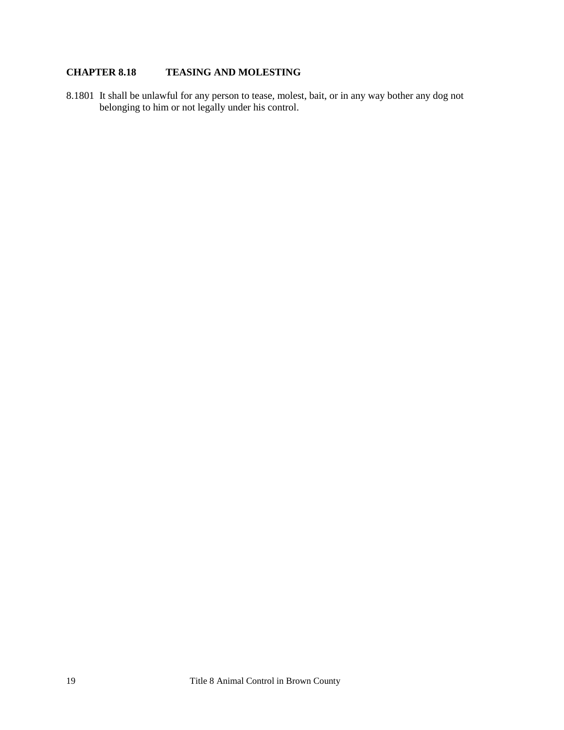## CHAPTER 8.18 TEASING AND MOLESTING

8.1801 It shall be unlawful for any person to tease, molest, bait, or in any way bother any dog not belonging to him or not legally under his control.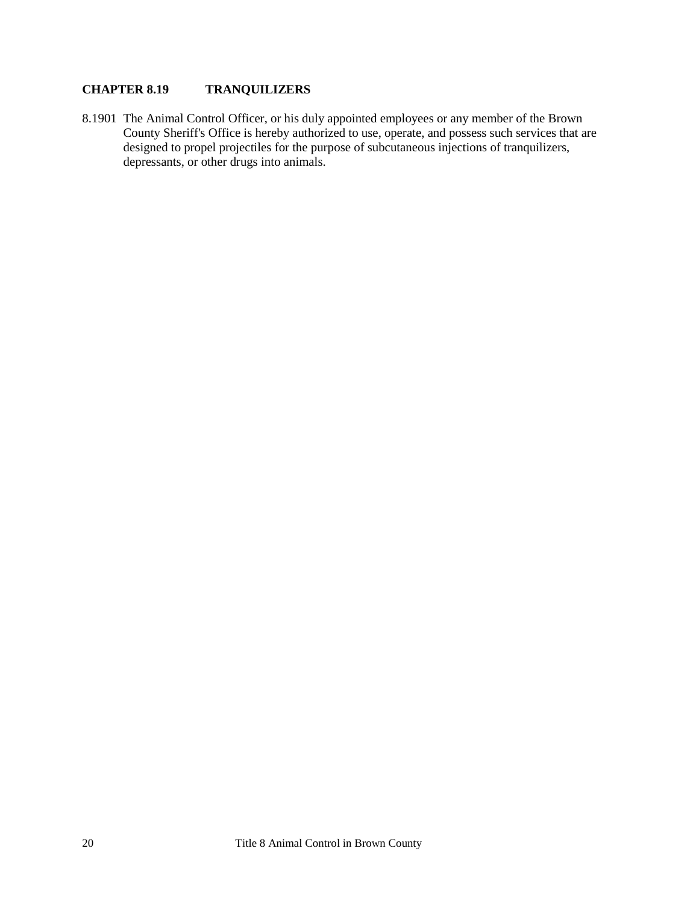## CHAPTER 8.19 TRANQUILIZERS

8.1901 The Animal Control Officer, or his duly appointed employees or any member of the Brown County Sheriff's Office is hereby authorized to use, operate, and possess such services that are designed to propel projectiles for the purpose of subcutaneous injections of tranquilizers, depressants, or other drugs into animals.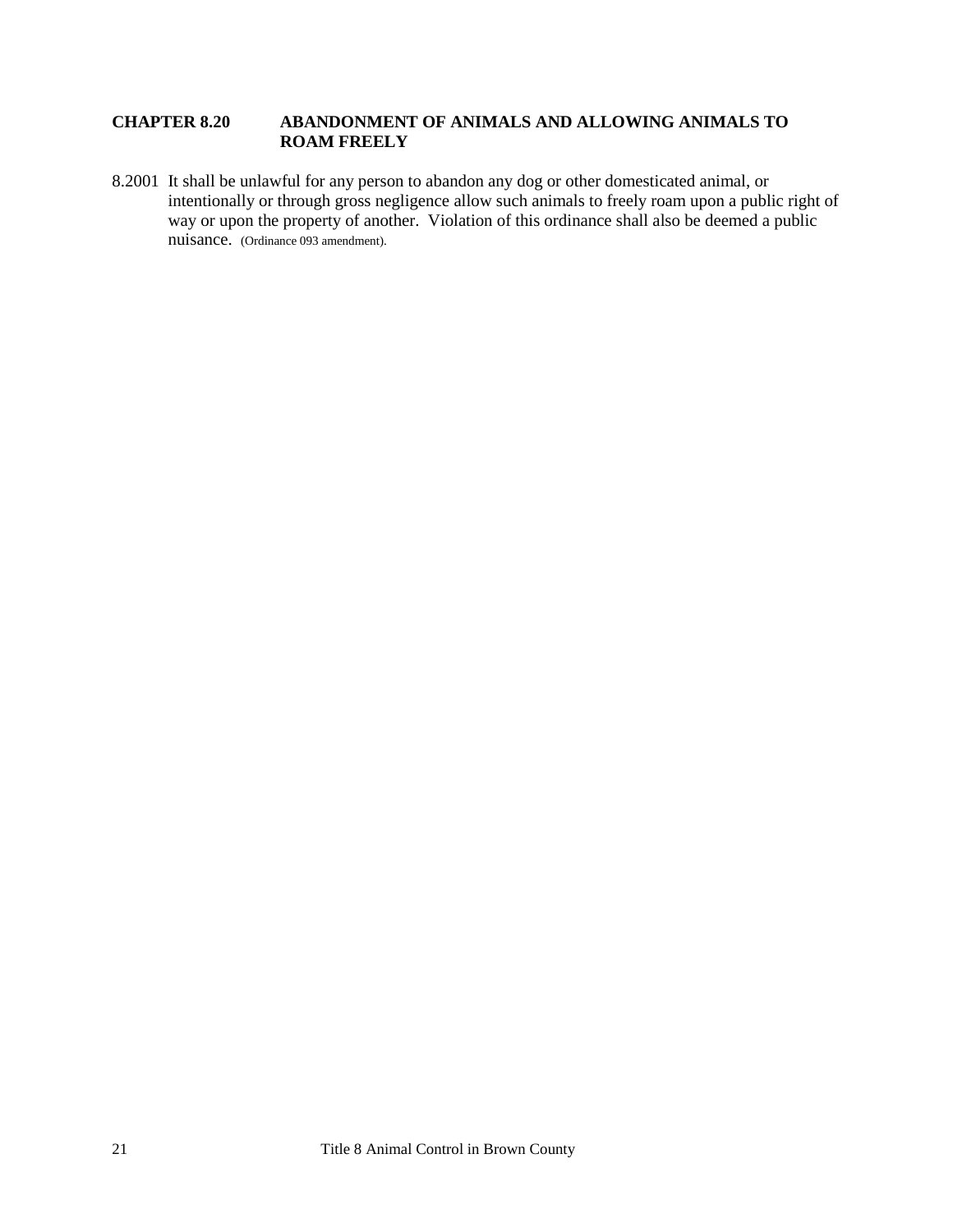## CHAPTER 8.20 ABANDONMENT OF ANIMALS AND ALLOWING ANIMALS TO ROAM FREELY

8.2001 It shall be unlawful for any person to abandon any dog or other domesticated animal, or intentionally or through gross negligence allow such animals to freely roam upon a public right of way or upon the property of another. Violation of this ordinance shall also be deemed a public nuisance. (Ordinance 093 amendment).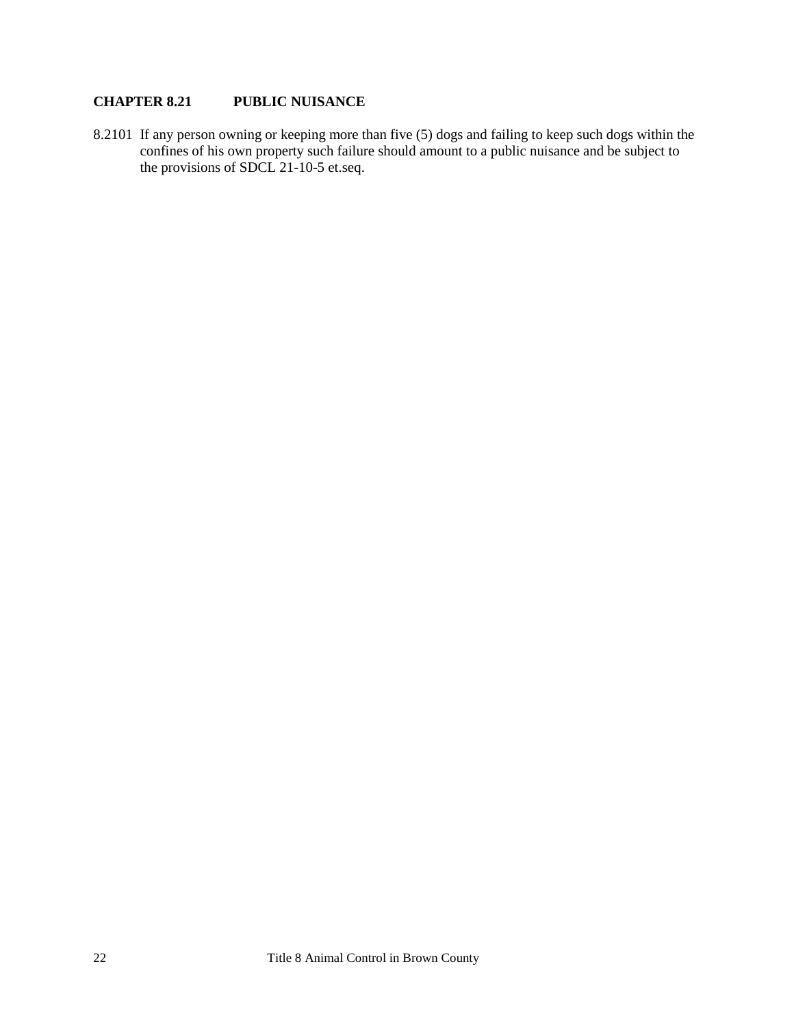## CHAPTER 8.21 PUBLIC NUISANCE

8.2101 If any person owning or keeping more than five (5) dogs and failing to keep such dogs within the confines of his own property such failure should amount to a public nuisance and be subject to the provisions of SDCL 21-10-5 et.seq.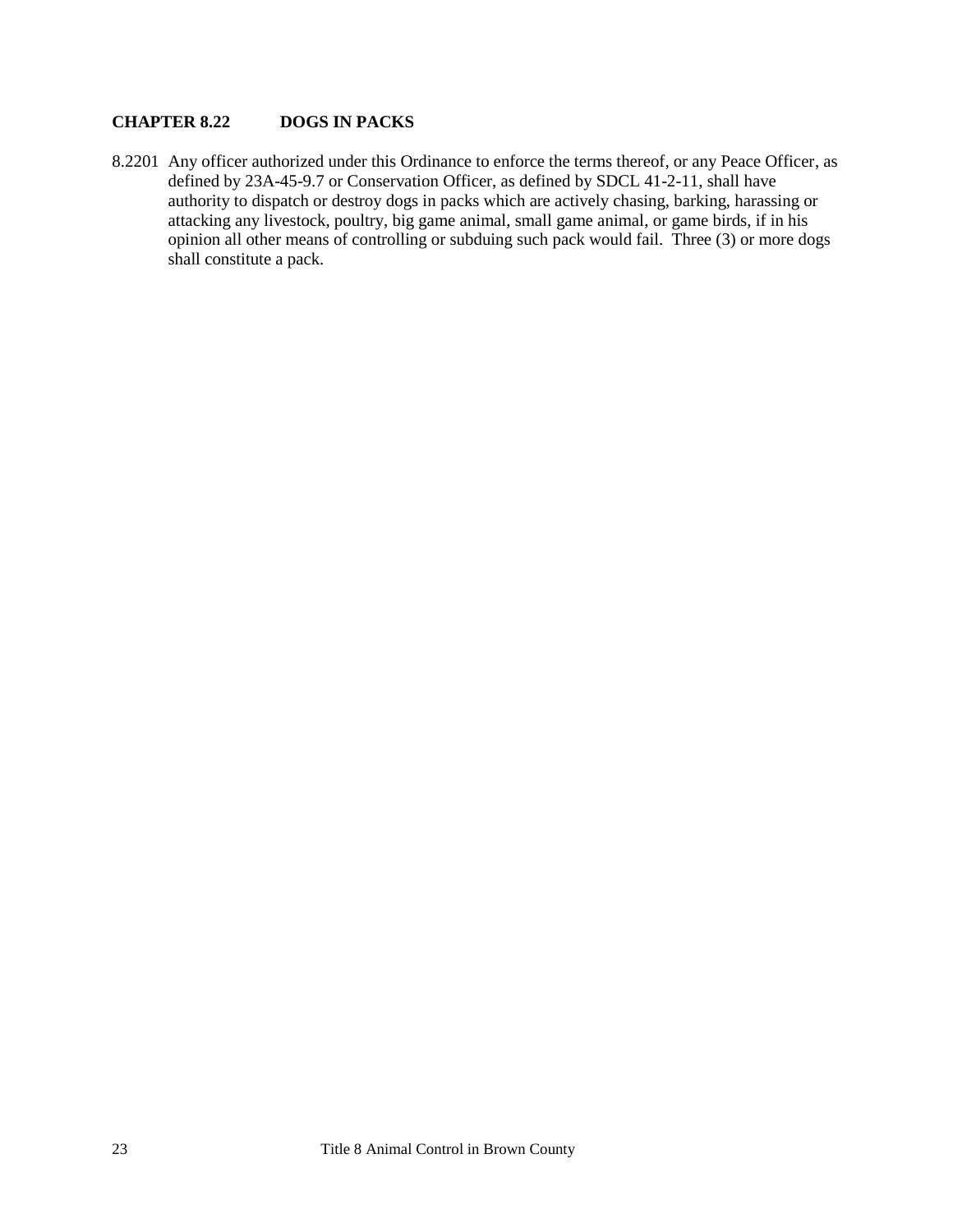## CHAPTER 8.22 DOGS IN PACKS

8.2201 Any officer authorized under this Ordinance to enforce the terms thereof, or any Peace Officer, as defined by 23A-45-9.7 or Conservation Officer, as defined by SDCL 41-2-11, shall have authority to dispatch or destroy dogs in packs which are actively chasing, barking, harassing or attacking any livestock, poultry, big game animal, small game animal, or game birds, if in his opinion all other means of controlling or subduing such pack would fail. Three (3) or more dogs shall constitute a pack.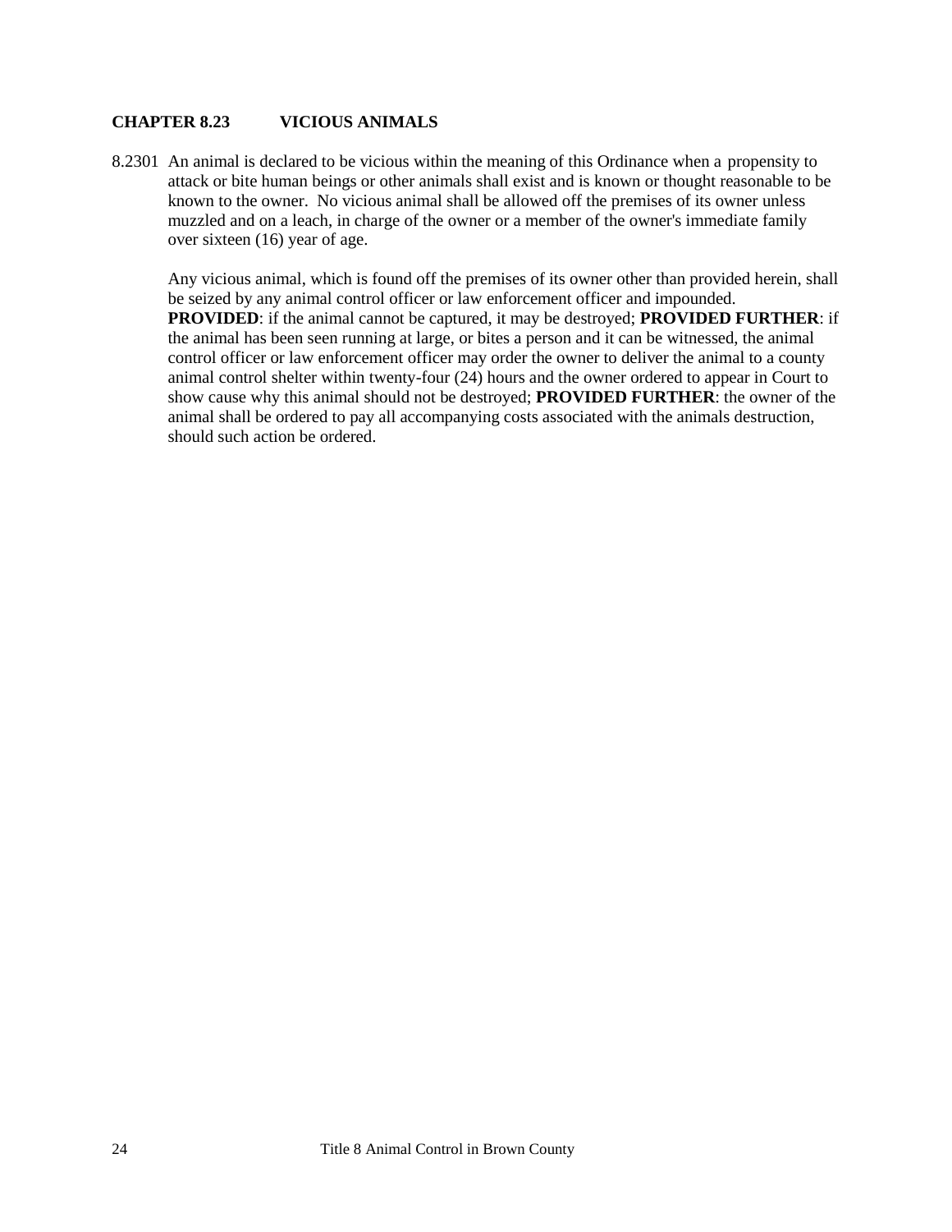## CHAPTER 8.23 VICIOUS ANIMALS

8.2301 An animal is declared to be vicious within the meaning of this Ordinance when a propensity to attack or bite human beings or other animals shall exist and is known or thought reasonable to be known to the owner. No vicious animal shall be allowed off the premises of its owner unless muzzled and on a leach, in charge of the owner or a member of the owner's immediate family over sixteen (16) year of age.

Any vicious animal, which is found off the premises of its owner other than provided herein, shall be seized by any animal control officer or law enforcement officer and impounded. **PROVIDED**: if the animal cannot be captured, it may be destroyed; **PROVIDED FURTHER**: if the animal has been seen running at large, or bites a person and it can be witnessed, the animal control officer or law enforcement officer may order the owner to deliver the animal to a county animal control shelter within twenty-four (24) hours and the owner ordered to appear in Court to show cause why this animal should not be destroyed; **PROVIDED FURTHER**: the owner of the animal shall be ordered to pay all accompanying costs associated with the animals destruction, should such action be ordered.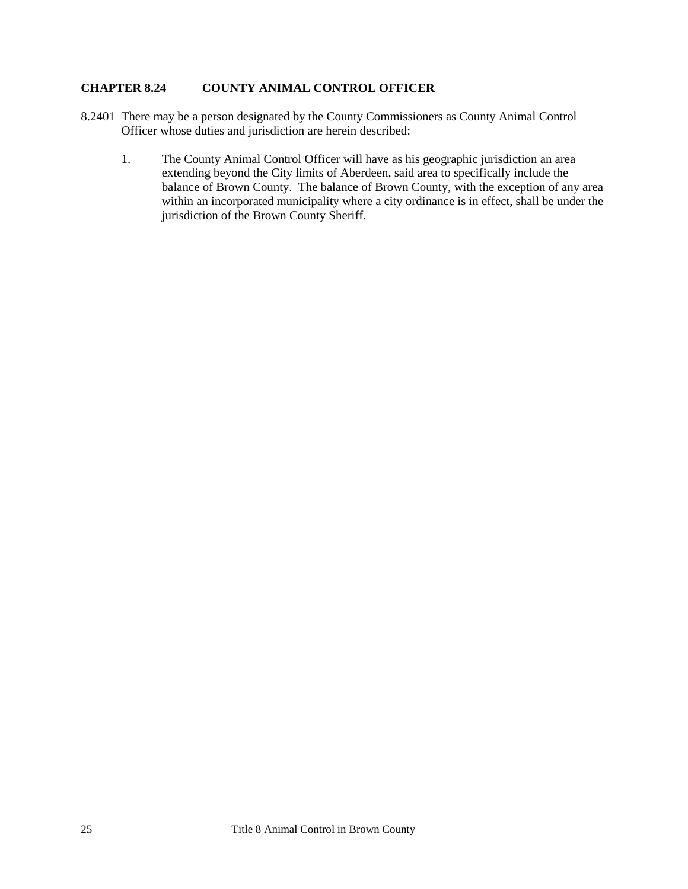## CHAPTER 8.24 COUNTY ANIMAL CONTROL OFFICER

8.2401 There may be a person designated by the County Commissioners as County Animal Control Officer whose duties and jurisdiction are herein described:

1. The County Animal Control Officer will have as his geographic jurisdiction an area extending beyond the City limits of Aberdeen, said area to specifically include the balance of Brown County. The balance of Brown County, with the exception of any area within an incorporated municipality where a city ordinance is in effect, shall be under the jurisdiction of the Brown County Sheriff.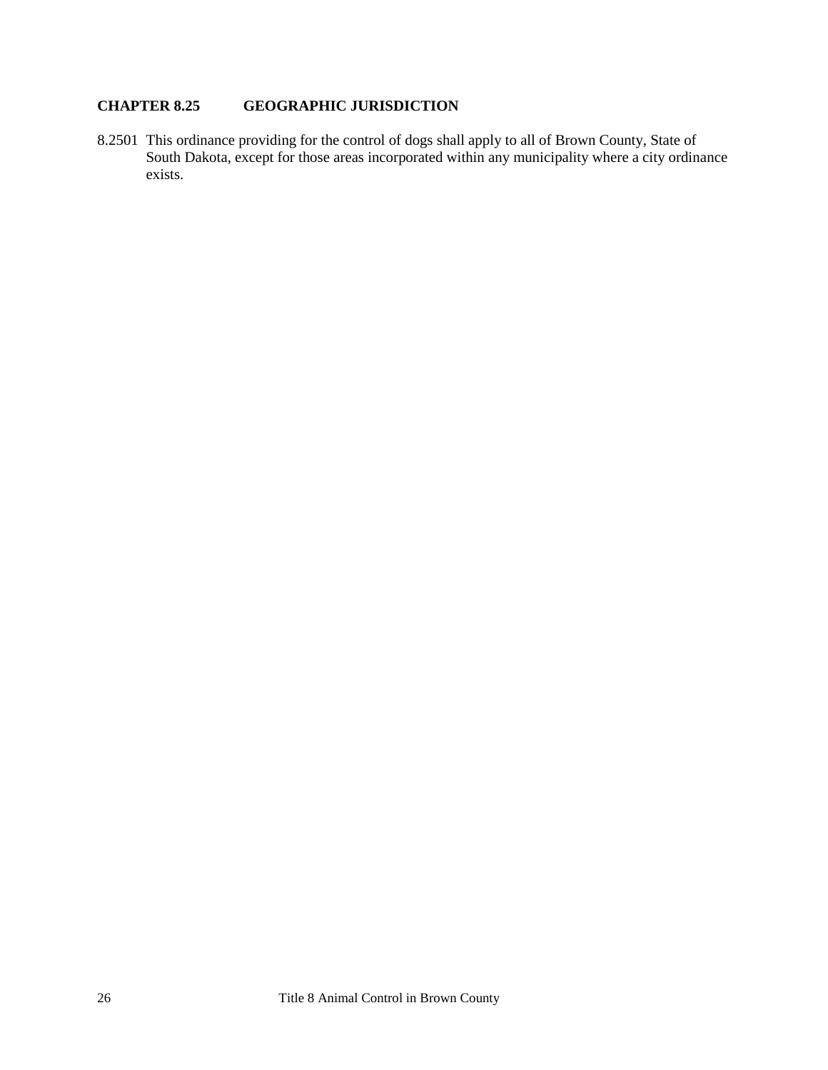## CHAPTER 8.25 GEOGRAPHIC JURISDICTION

8.2501 This ordinance providing for the control of dogs shall apply to all of Brown County, State of South Dakota, except for those areas incorporated within any municipality where a city ordinance exists.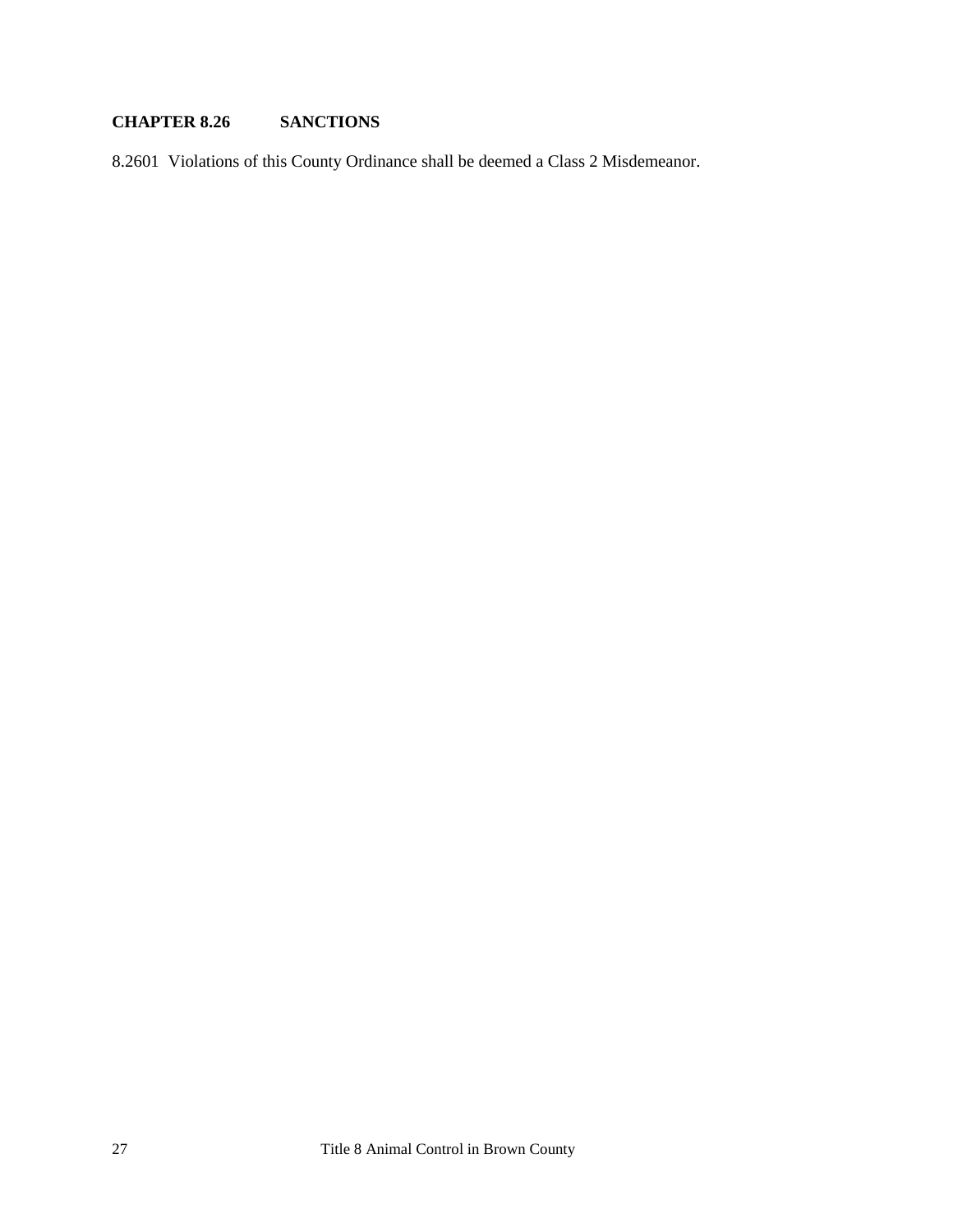## CHAPTER 8.26 SANCTIONS

8.2601 Violations of this County Ordinance shall be deemed a Class 2 Misdemeanor.